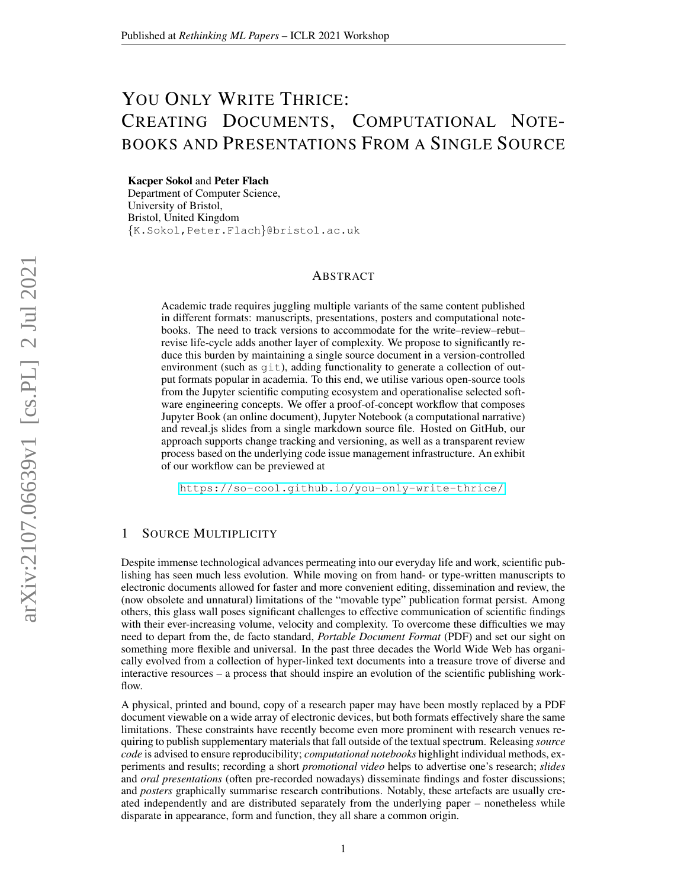# YOU ONLY WRITE THRICE: CREATING DOCUMENTS, COMPUTATIONAL NOTEBOOKS AND PRESENTATIONS FROM A SINGLE SOURCE

**Kacper Sokol** and **Peter Flach**
Department of Computer Science,
University of Bristol,
Bristol, United Kingdom
{K.Sokol,Peter.Flach}@bristol.ac.uk

## ABSTRACT

Academic trade requires juggling multiple variants of the same content published in different formats: manuscripts, presentations, posters and computational notebooks. The need to track versions to accommodate for the write–review–rebut–revise life-cycle adds another layer of complexity. We propose to significantly reduce this burden by maintaining a single source document in a version-controlled environment (such as `git`), adding functionality to generate a collection of output formats popular in academia. To this end, we utilise various open-source tools from the Jupyter scientific computing ecosystem and operationalise selected software engineering concepts. We offer a proof-of-concept workflow that composes Jupyter Book (an online document), Jupyter Notebook (a computational narrative) and reveal.js slides from a single markdown source file. Hosted on GitHub, our approach supports change tracking and versioning, as well as a transparent review process based on the underlying code issue management infrastructure. An exhibit of our workflow can be previewed at

https://so-cool.github.io/you-only-write-thrice/

## 1 SOURCE MULTIPLICITY

Despite immense technological advances permeating into our everyday life and work, scientific publishing has seen much less evolution. While moving on from hand- or type-written manuscripts to electronic documents allowed for faster and more convenient editing, dissemination and review, the (now obsolete and unnatural) limitations of the "movable type" publication format persist. Among others, this glass wall poses significant challenges to effective communication of scientific findings with their ever-increasing volume, velocity and complexity. To overcome these difficulties we may need to depart from the, de facto standard, *Portable Document Format* (PDF) and set our sight on something more flexible and universal. In the past three decades the World Wide Web has organically evolved from a collection of hyper-linked text documents into a treasure trove of diverse and interactive resources – a process that should inspire an evolution of the scientific publishing workflow.

A physical, printed and bound, copy of a research paper may have been mostly replaced by a PDF document viewable on a wide array of electronic devices, but both formats effectively share the same limitations. These constraints have recently become even more prominent with research venues requiring to publish supplementary materials that fall outside of the textual spectrum. Releasing *source code* is advised to ensure reproducibility; *computational notebooks* highlight individual methods, experiments and results; recording a short *promotional video* helps to advertise one's research; *slides* and *oral presentations* (often pre-recorded nowadays) disseminate findings and foster discussions; and *posters* graphically summarise research contributions. Notably, these artefacts are usually created independently and are distributed separately from the underlying paper – nonetheless while disparate in appearance, form and function, they all share a common origin.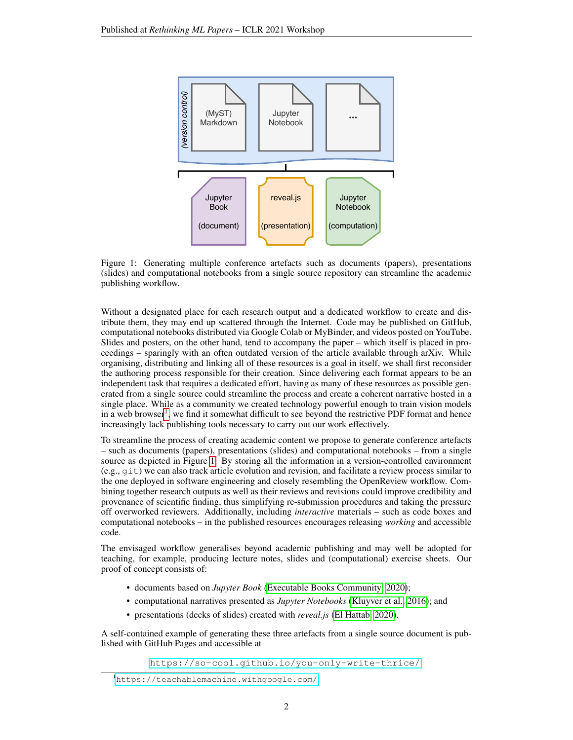Figure 1: Generating multiple conference artefacts such as documents (papers), presentations (slides) and computational notebooks from a single source repository can streamline the academic publishing workflow.

Without a designated place for each research output and a dedicated workflow to create and distribute them, they may end up scattered through the Internet. Code may be published on GitHub, computational notebooks distributed via Google Colab or MyBinder, and videos posted on YouTube. Slides and posters, on the other hand, tend to accompany the paper – which itself is placed in proceedings – sparingly with an often outdated version of the article available through arXiv. While organising, distributing and linking all of these resources is a goal in itself, we shall first reconsider the authoring process responsible for their creation. Since delivering each format appears to be an independent task that requires a dedicated effort, having as many of these resources as possible generated from a single source could streamline the process and create a coherent narrative hosted in a single place. While as a community we created technology powerful enough to train vision models in a web browser[1], we find it somewhat difficult to see beyond the restrictive PDF format and hence increasingly lack publishing tools necessary to carry out our work effectively.

To streamline the process of creating academic content we propose to generate conference artefacts – such as documents (papers), presentations (slides) and computational notebooks – from a single source as depicted in Figure 1. By storing all the information in a version-controlled environment (e.g., `git`) we can also track article evolution and revision, and facilitate a review process similar to the one deployed in software engineering and closely resembling the OpenReview workflow. Combining together research outputs as well as their reviews and revisions could improve credibility and provenance of scientific finding, thus simplifying re-submission procedures and taking the pressure off overworked reviewers. Additionally, including *interactive* materials – such as code boxes and computational notebooks – in the published resources encourages releasing *working* and accessible code.

The envisaged workflow generalises beyond academic publishing and may well be adopted for teaching, for example, producing lecture notes, slides and (computational) exercise sheets. Our proof of concept consists of:

- documents based on *Jupyter Book* (Executable Books Community, 2020);
- computational narratives presented as *Jupyter Notebooks* (Kluyver et al., 2016); and
- presentations (decks of slides) created with *reveal.js* (El Hattab, 2020).

A self-contained example of generating these three artefacts from a single source document is published with GitHub Pages and accessible at

`https://so-cool.github.io/you-only-write-thrice/`

[1] `https://teachablemachine.withgoogle.com/`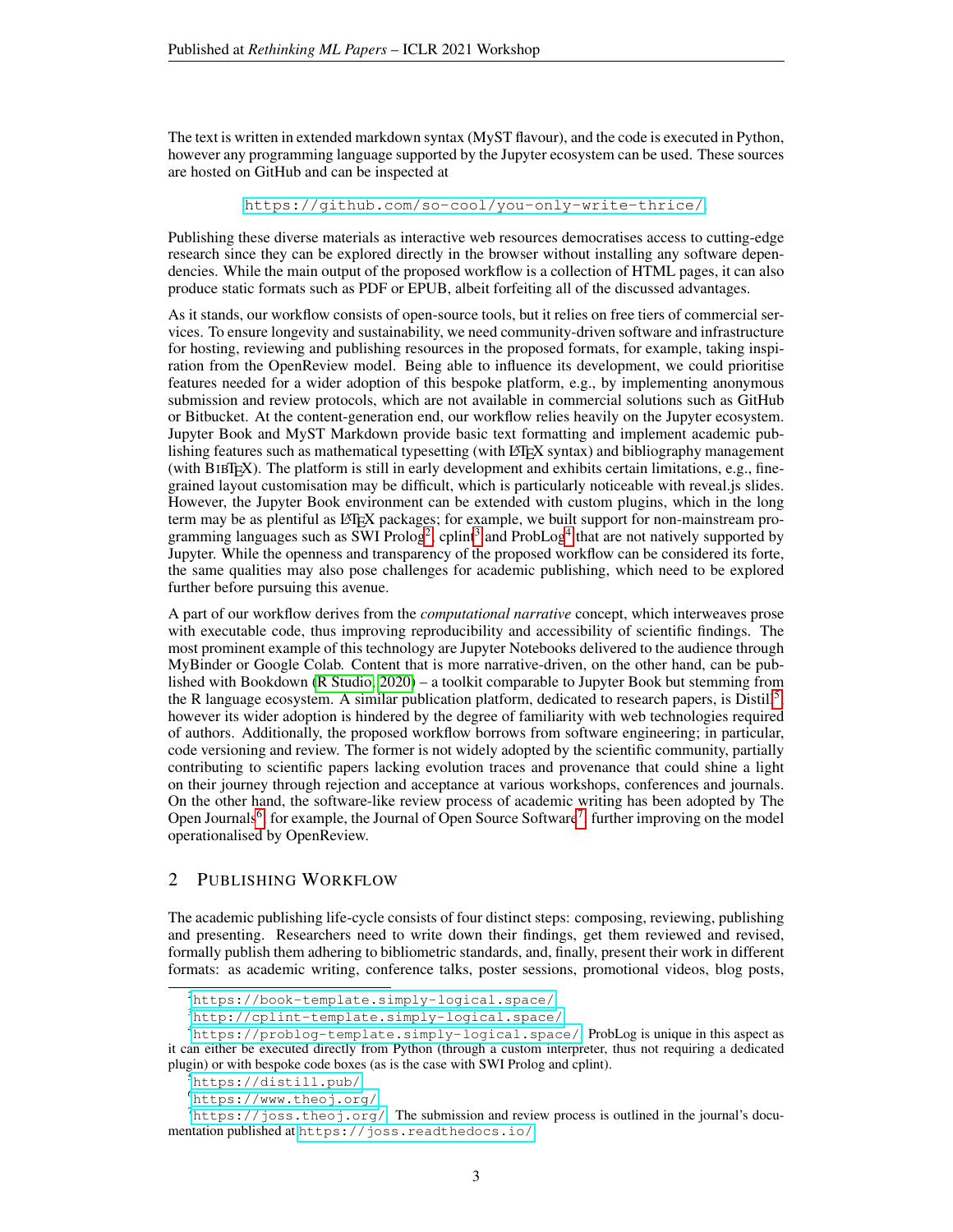The text is written in extended markdown syntax (MyST flavour), and the code is executed in Python, however any programming language supported by the Jupyter ecosystem can be used. These sources are hosted on GitHub and can be inspected at

https://github.com/so-cool/you-only-write-thrice/.

Publishing these diverse materials as interactive web resources democratises access to cutting-edge research since they can be explored directly in the browser without installing any software dependencies. While the main output of the proposed workflow is a collection of HTML pages, it can also produce static formats such as PDF or EPUB, albeit forfeiting all of the discussed advantages.

As it stands, our workflow consists of open-source tools, but it relies on free tiers of commercial services. To ensure longevity and sustainability, we need community-driven software and infrastructure for hosting, reviewing and publishing resources in the proposed formats, for example, taking inspiration from the OpenReview model. Being able to influence its development, we could prioritise features needed for a wider adoption of this bespoke platform, e.g., by implementing anonymous submission and review protocols, which are not available in commercial solutions such as GitHub or Bitbucket. At the content-generation end, our workflow relies heavily on the Jupyter ecosystem. Jupyter Book and MyST Markdown provide basic text formatting and implement academic publishing features such as mathematical typesetting (with LaTeX syntax) and bibliography management (with BibTeX). The platform is still in early development and exhibits certain limitations, e.g., fine-grained layout customisation may be difficult, which is particularly noticeable with reveal.js slides. However, the Jupyter Book environment can be extended with custom plugins, which in the long term may be as plentiful as LaTeX packages; for example, we built support for non-mainstream programming languages such as SWI Prolog[2], cplint[3] and ProbLog[4] that are not natively supported by Jupyter. While the openness and transparency of the proposed workflow can be considered its forte, the same qualities may also pose challenges for academic publishing, which need to be explored further before pursuing this avenue.

A part of our workflow derives from the *computational narrative* concept, which interweaves prose with executable code, thus improving reproducibility and accessibility of scientific findings. The most prominent example of this technology are Jupyter Notebooks delivered to the audience through MyBinder or Google Colab. Content that is more narrative-driven, on the other hand, can be published with Bookdown (R Studio, 2020) – a toolkit comparable to Jupyter Book but stemming from the R language ecosystem. A similar publication platform, dedicated to research papers, is Distill[5], however its wider adoption is hindered by the degree of familiarity with web technologies required of authors. Additionally, the proposed workflow borrows from software engineering; in particular, code versioning and review. The former is not widely adopted by the scientific community, partially contributing to scientific papers lacking evolution traces and provenance that could shine a light on their journey through rejection and acceptance at various workshops, conferences and journals. On the other hand, the software-like review process of academic writing has been adopted by The Open Journals[6], for example, the Journal of Open Source Software[7], further improving on the model operationalised by OpenReview.

## 2 Publishing Workflow

The academic publishing life-cycle consists of four distinct steps: composing, reviewing, publishing and presenting. Researchers need to write down their findings, get them reviewed and revised, formally publish them adhering to bibliometric standards, and, finally, present their work in different formats: as academic writing, conference talks, poster sessions, promotional videos, blog posts,

[2] https://book-template.simply-logical.space/

[3] http://cplint-template.simply-logical.space/

[4] https://problog-template.simply-logical.space/ ProbLog is unique in this aspect as it can either be executed directly from Python (through a custom interpreter, thus not requiring a dedicated plugin) or with bespoke code boxes (as is the case with SWI Prolog and cplint).

[5] https://distill.pub/

[6] https://www.theoj.org/

[7] https://joss.theoj.org/ The submission and review process is outlined in the journal's documentation published at https://joss.readthedocs.io/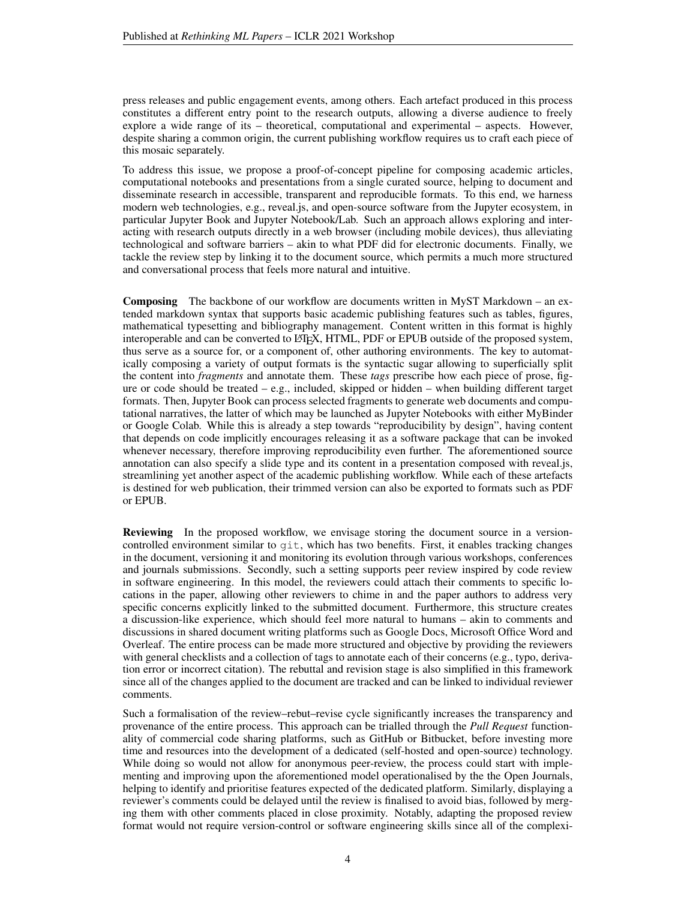press releases and public engagement events, among others. Each artefact produced in this process constitutes a different entry point to the research outputs, allowing a diverse audience to freely explore a wide range of its – theoretical, computational and experimental – aspects. However, despite sharing a common origin, the current publishing workflow requires us to craft each piece of this mosaic separately.

To address this issue, we propose a proof-of-concept pipeline for composing academic articles, computational notebooks and presentations from a single curated source, helping to document and disseminate research in accessible, transparent and reproducible formats. To this end, we harness modern web technologies, e.g., reveal.js, and open-source software from the Jupyter ecosystem, in particular Jupyter Book and Jupyter Notebook/Lab. Such an approach allows exploring and interacting with research outputs directly in a web browser (including mobile devices), thus alleviating technological and software barriers – akin to what PDF did for electronic documents. Finally, we tackle the review step by linking it to the document source, which permits a much more structured and conversational process that feels more natural and intuitive.

**Composing** The backbone of our workflow are documents written in MyST Markdown – an extended markdown syntax that supports basic academic publishing features such as tables, figures, mathematical typesetting and bibliography management. Content written in this format is highly interoperable and can be converted to LaTeX, HTML, PDF or EPUB outside of the proposed system, thus serve as a source for, or a component of, other authoring environments. The key to automatically composing a variety of output formats is the syntactic sugar allowing to superficially split the content into *fragments* and annotate them. These *tags* prescribe how each piece of prose, figure or code should be treated – e.g., included, skipped or hidden – when building different target formats. Then, Jupyter Book can process selected fragments to generate web documents and computational narratives, the latter of which may be launched as Jupyter Notebooks with either MyBinder or Google Colab. While this is already a step towards "reproducibility by design", having content that depends on code implicitly encourages releasing it as a software package that can be invoked whenever necessary, therefore improving reproducibility even further. The aforementioned source annotation can also specify a slide type and its content in a presentation composed with reveal.js, streamlining yet another aspect of the academic publishing workflow. While each of these artefacts is destined for web publication, their trimmed version can also be exported to formats such as PDF or EPUB.

**Reviewing** In the proposed workflow, we envisage storing the document source in a version-controlled environment similar to `git`, which has two benefits. First, it enables tracking changes in the document, versioning it and monitoring its evolution through various workshops, conferences and journals submissions. Secondly, such a setting supports peer review inspired by code review in software engineering. In this model, the reviewers could attach their comments to specific locations in the paper, allowing other reviewers to chime in and the paper authors to address very specific concerns explicitly linked to the submitted document. Furthermore, this structure creates a discussion-like experience, which should feel more natural to humans – akin to comments and discussions in shared document writing platforms such as Google Docs, Microsoft Office Word and Overleaf. The entire process can be made more structured and objective by providing the reviewers with general checklists and a collection of tags to annotate each of their concerns (e.g., typo, derivation error or incorrect citation). The rebuttal and revision stage is also simplified in this framework since all of the changes applied to the document are tracked and can be linked to individual reviewer comments.

Such a formalisation of the review–rebut–revise cycle significantly increases the transparency and provenance of the entire process. This approach can be trialled through the *Pull Request* functionality of commercial code sharing platforms, such as GitHub or Bitbucket, before investing more time and resources into the development of a dedicated (self-hosted and open-source) technology. While doing so would not allow for anonymous peer-review, the process could start with implementing and improving upon the aforementioned model operationalised by the the Open Journals, helping to identify and prioritise features expected of the dedicated platform. Similarly, displaying a reviewer's comments could be delayed until the review is finalised to avoid bias, followed by merging them with other comments placed in close proximity. Notably, adapting the proposed review format would not require version-control or software engineering skills since all of the complexi-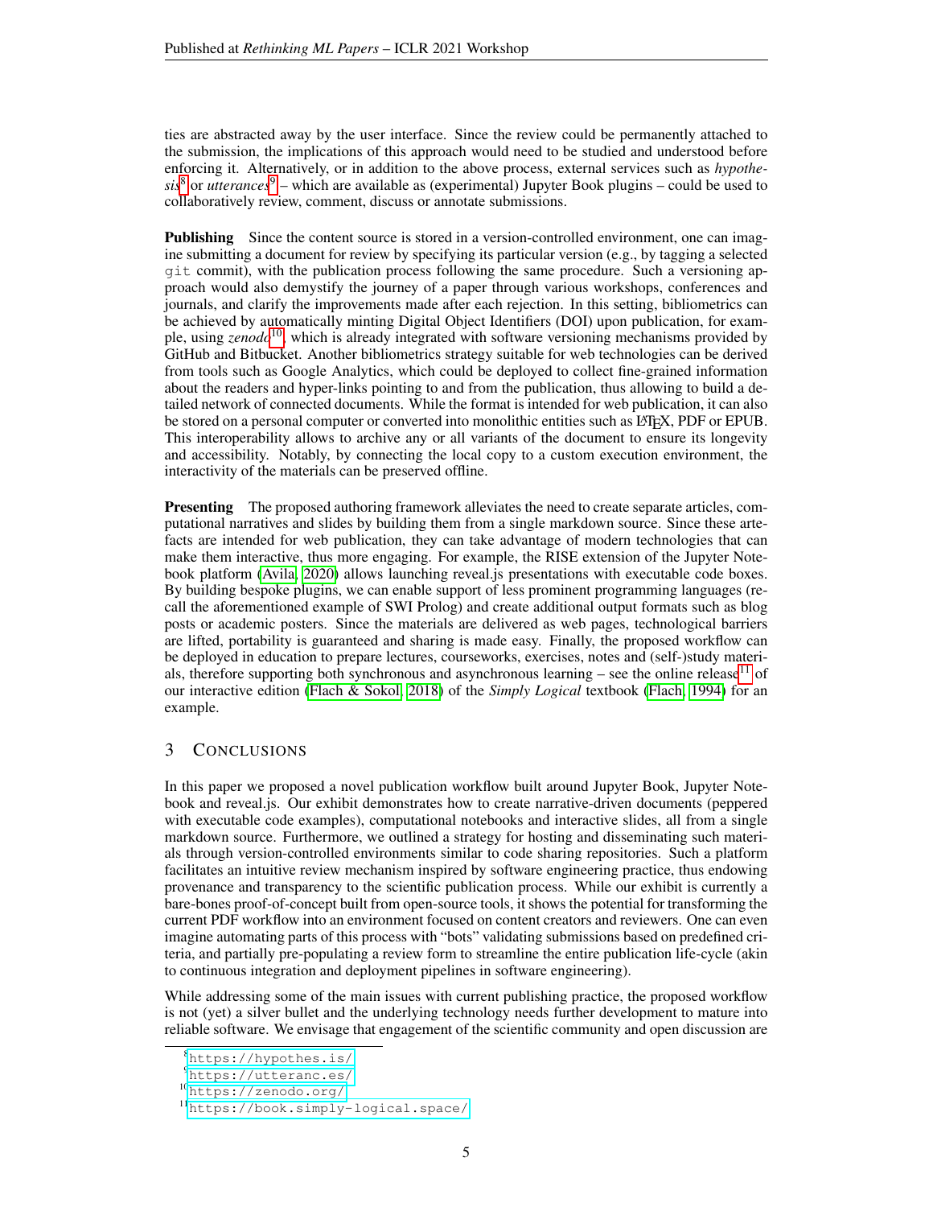ties are abstracted away by the user interface. Since the review could be permanently attached to the submission, the implications of this approach would need to be studied and understood before enforcing it. Alternatively, or in addition to the above process, external services such as *hypothesis*[8] or *utterances*[9] – which are available as (experimental) Jupyter Book plugins – could be used to collaboratively review, comment, discuss or annotate submissions.

**Publishing** Since the content source is stored in a version-controlled environment, one can imagine submitting a document for review by specifying its particular version (e.g., by tagging a selected `git` commit), with the publication process following the same procedure. Such a versioning approach would also demystify the journey of a paper through various workshops, conferences and journals, and clarify the improvements made after each rejection. In this setting, bibliometrics can be achieved by automatically minting Digital Object Identifiers (DOI) upon publication, for example, using *zenodo*[10], which is already integrated with software versioning mechanisms provided by GitHub and Bitbucket. Another bibliometrics strategy suitable for web technologies can be derived from tools such as Google Analytics, which could be deployed to collect fine-grained information about the readers and hyper-links pointing to and from the publication, thus allowing to build a detailed network of connected documents. While the format is intended for web publication, it can also be stored on a personal computer or converted into monolithic entities such as LaTeX, PDF or EPUB. This interoperability allows to archive any or all variants of the document to ensure its longevity and accessibility. Notably, by connecting the local copy to a custom execution environment, the interactivity of the materials can be preserved offline.

**Presenting** The proposed authoring framework alleviates the need to create separate articles, computational narratives and slides by building them from a single markdown source. Since these artefacts are intended for web publication, they can take advantage of modern technologies that can make them interactive, thus more engaging. For example, the RISE extension of the Jupyter Notebook platform (Avila, 2020) allows launching reveal.js presentations with executable code boxes. By building bespoke plugins, we can enable support of less prominent programming languages (recall the aforementioned example of SWI Prolog) and create additional output formats such as blog posts or academic posters. Since the materials are delivered as web pages, technological barriers are lifted, portability is guaranteed and sharing is made easy. Finally, the proposed workflow can be deployed in education to prepare lectures, courseworks, exercises, notes and (self-)study materials, therefore supporting both synchronous and asynchronous learning – see the online release[11] of our interactive edition (Flach & Sokol, 2018) of the *Simply Logical* textbook (Flach, 1994) for an example.

## 3 Conclusions

In this paper we proposed a novel publication workflow built around Jupyter Book, Jupyter Notebook and reveal.js. Our exhibit demonstrates how to create narrative-driven documents (peppered with executable code examples), computational notebooks and interactive slides, all from a single markdown source. Furthermore, we outlined a strategy for hosting and disseminating such materials through version-controlled environments similar to code sharing repositories. Such a platform facilitates an intuitive review mechanism inspired by software engineering practice, thus endowing provenance and transparency to the scientific publication process. While our exhibit is currently a bare-bones proof-of-concept built from open-source tools, it shows the potential for transforming the current PDF workflow into an environment focused on content creators and reviewers. One can even imagine automating parts of this process with "bots" validating submissions based on predefined criteria, and partially pre-populating a review form to streamline the entire publication life-cycle (akin to continuous integration and deployment pipelines in software engineering).

While addressing some of the main issues with current publishing practice, the proposed workflow is not (yet) a silver bullet and the underlying technology needs further development to mature into reliable software. We envisage that engagement of the scientific community and open discussion are

[8] https://hypothes.is/

[9] https://utteranc.es/

[10] https://zenodo.org/

[11] https://book.simply-logical.space/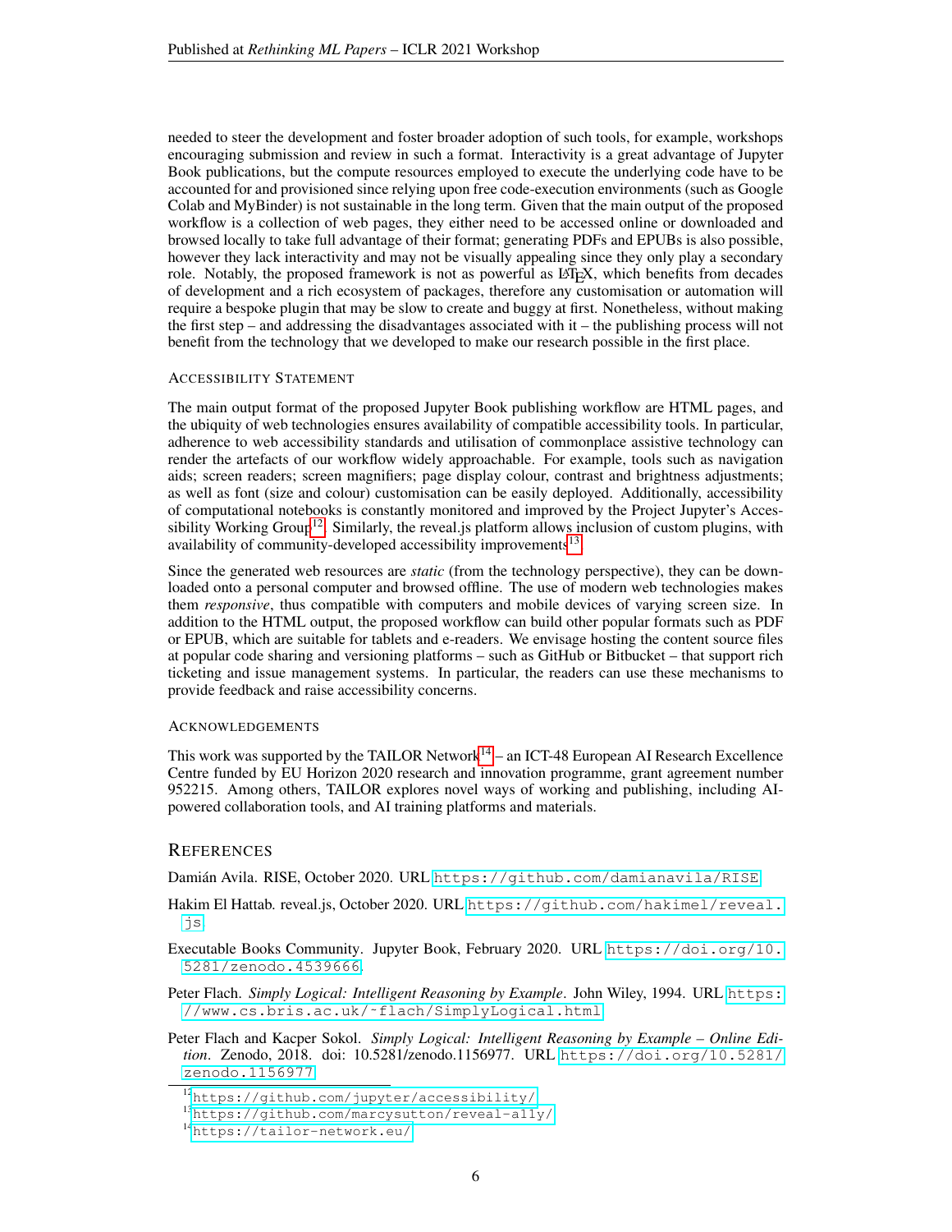needed to steer the development and foster broader adoption of such tools, for example, workshops encouraging submission and review in such a format. Interactivity is a great advantage of Jupyter Book publications, but the compute resources employed to execute the underlying code have to be accounted for and provisioned since relying upon free code-execution environments (such as Google Colab and MyBinder) is not sustainable in the long term. Given that the main output of the proposed workflow is a collection of web pages, they either need to be accessed online or downloaded and browsed locally to take full advantage of their format; generating PDFs and EPUBs is also possible, however they lack interactivity and may not be visually appealing since they only play a secondary role. Notably, the proposed framework is not as powerful as LaTeX, which benefits from decades of development and a rich ecosystem of packages, therefore any customisation or automation will require a bespoke plugin that may be slow to create and buggy at first. Nonetheless, without making the first step – and addressing the disadvantages associated with it – the publishing process will not benefit from the technology that we developed to make our research possible in the first place.

#### Accessibility Statement

The main output format of the proposed Jupyter Book publishing workflow are HTML pages, and the ubiquity of web technologies ensures availability of compatible accessibility tools. In particular, adherence to web accessibility standards and utilisation of commonplace assistive technology can render the artefacts of our workflow widely approachable. For example, tools such as navigation aids; screen readers; screen magnifiers; page display colour, contrast and brightness adjustments; as well as font (size and colour) customisation can be easily deployed. Additionally, accessibility of computational notebooks is constantly monitored and improved by the Project Jupyter's Accessibility Working Group[12]. Similarly, the reveal.js platform allows inclusion of custom plugins, with availability of community-developed accessibility improvements[13].

Since the generated web resources are *static* (from the technology perspective), they can be downloaded onto a personal computer and browsed offline. The use of modern web technologies makes them *responsive*, thus compatible with computers and mobile devices of varying screen size. In addition to the HTML output, the proposed workflow can build other popular formats such as PDF or EPUB, which are suitable for tablets and e-readers. We envisage hosting the content source files at popular code sharing and versioning platforms – such as GitHub or Bitbucket – that support rich ticketing and issue management systems. In particular, the readers can use these mechanisms to provide feedback and raise accessibility concerns.

#### Acknowledgements

This work was supported by the TAILOR Network[14] – an ICT-48 European AI Research Excellence Centre funded by EU Horizon 2020 research and innovation programme, grant agreement number 952215. Among others, TAILOR explores novel ways of working and publishing, including AI-powered collaboration tools, and AI training platforms and materials.

## References

Damián Avila. RISE, October 2020. URL https://github.com/damianavila/RISE.

Hakim El Hattab. reveal.js, October 2020. URL https://github.com/hakimel/reveal.js.

Executable Books Community. Jupyter Book, February 2020. URL https://doi.org/10.5281/zenodo.4539666.

Peter Flach. *Simply Logical: Intelligent Reasoning by Example*. John Wiley, 1994. URL https://www.cs.bris.ac.uk/~flach/SimplyLogical.html.

Peter Flach and Kacper Sokol. *Simply Logical: Intelligent Reasoning by Example – Online Edition*. Zenodo, 2018. doi: 10.5281/zenodo.1156977. URL https://doi.org/10.5281/zenodo.1156977.

---

[12] https://github.com/jupyter/accessibility/

[13] https://github.com/marcysutton/reveal-a11y/

[14] https://tailor-network.eu/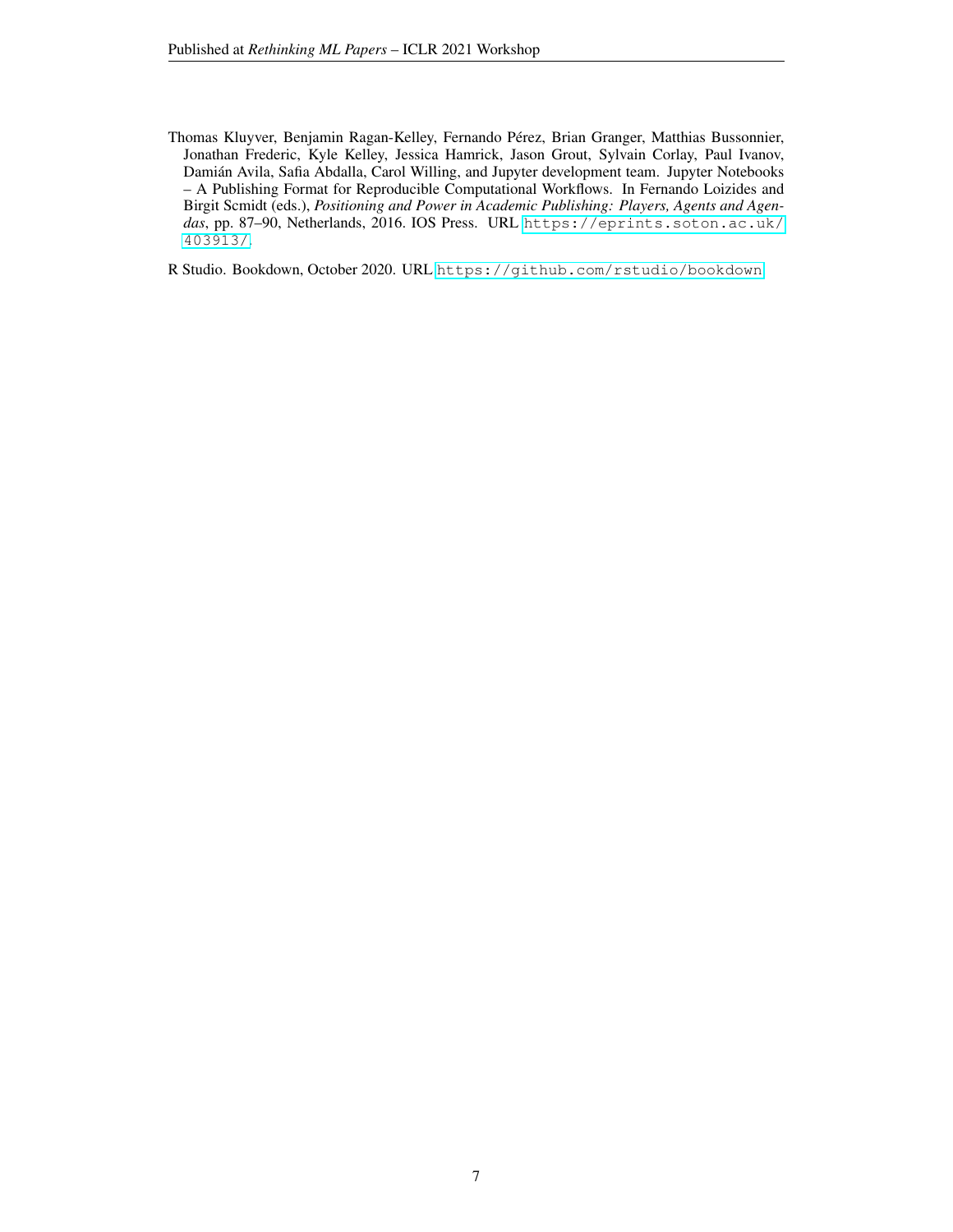Thomas Kluyver, Benjamin Ragan-Kelley, Fernando Pérez, Brian Granger, Matthias Bussonnier, Jonathan Frederic, Kyle Kelley, Jessica Hamrick, Jason Grout, Sylvain Corlay, Paul Ivanov, Damián Avila, Safia Abdalla, Carol Willing, and Jupyter development team. Jupyter Notebooks – A Publishing Format for Reproducible Computational Workflows. In Fernando Loizides and Birgit Scmidt (eds.), *Positioning and Power in Academic Publishing: Players, Agents and Agendas*, pp. 87–90, Netherlands, 2016. IOS Press. URL https://eprints.soton.ac.uk/403913/.

R Studio. Bookdown, October 2020. URL https://github.com/rstudio/bookdown.